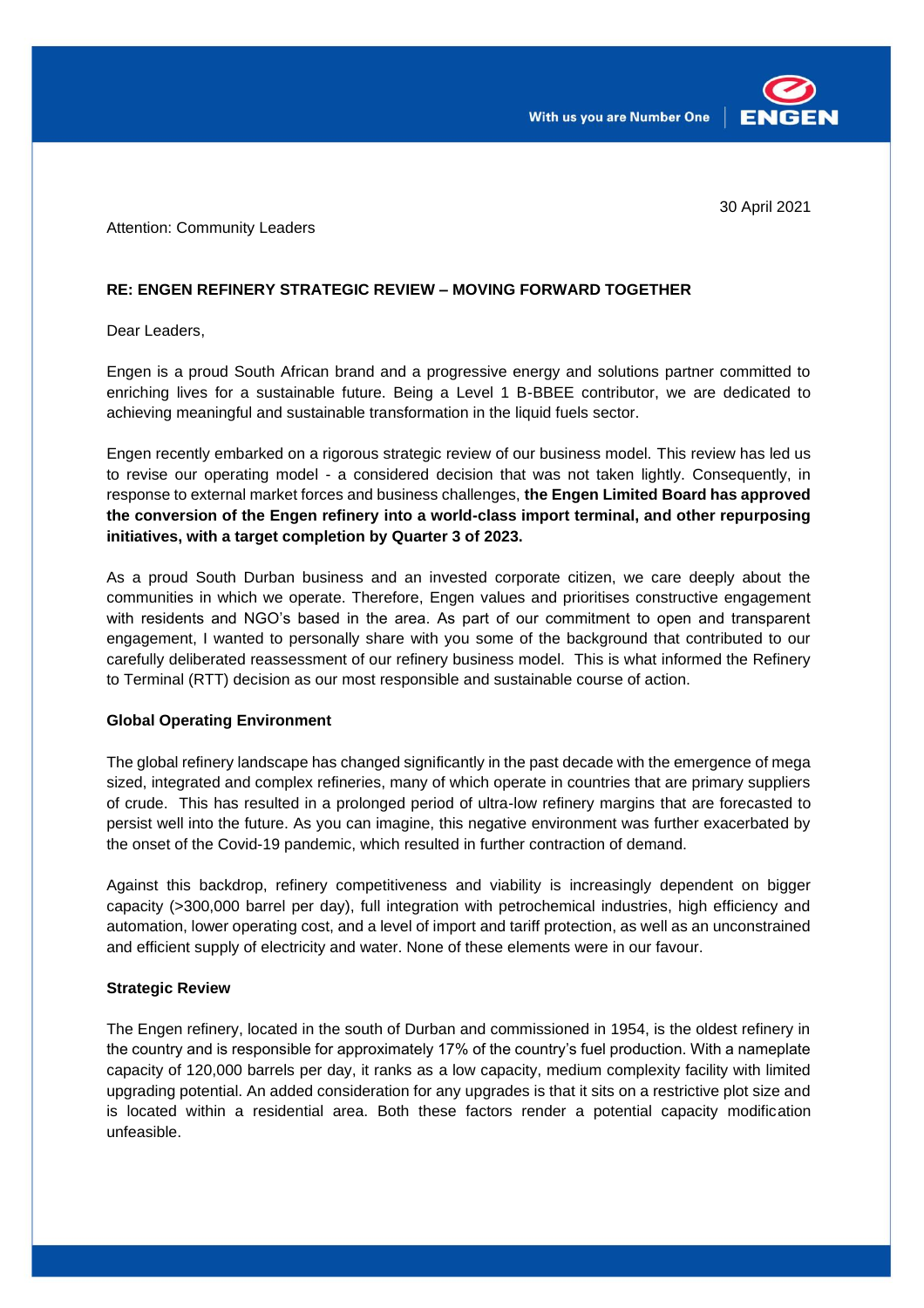30 April 2021

Attention: Community Leaders

**RE: ENGEN REFINERY STRATEGIC REVIEW – MOVING FORWARD TOGETHER**

Dear Leaders,

Engen is a proud South African brand and a progressive energy and solutions partner committed to enriching lives for a sustainable future. Being a Level 1 B-BBEE contributor, we are dedicated to achieving meaningful and sustainable transformation in the liquid fuels sector.

Engen recently embarked on a rigorous strategic review of our business model. This review has led us to revise our operating model - a considered decision that was not taken lightly. Consequently, in response to external market forces and business challenges, **the Engen Limited Board has approved the conversion of the Engen refinery into a world-class import terminal, and other repurposing initiatives, with a target completion by Quarter 3 of 2023.**

As a proud South Durban business and an invested corporate citizen, we care deeply about the communities in which we operate. Therefore, Engen values and prioritises constructive engagement with residents and NGO's based in the area. As part of our commitment to open and transparent engagement, I wanted to personally share with you some of the background that contributed to our carefully deliberated reassessment of our refinery business model. This is what informed the Refinery to Terminal (RTT) decision as our most responsible and sustainable course of action.

**Global Operating Environment**

The global refinery landscape has changed significantly in the past decade with the emergence of mega sized, integrated and complex refineries, many of which operate in countries that are primary suppliers of crude. This has resulted in a prolonged period of ultra-low refinery margins that are forecasted to persist well into the future. As you can imagine, this negative environment was further exacerbated by the onset of the Covid-19 pandemic, which resulted in further contraction of demand.

Against this backdrop, refinery competitiveness and viability is increasingly dependent on bigger capacity (>300,000 barrel per day), full integration with petrochemical industries, high efficiency and automation, lower operating cost, and a level of import and tariff protection, as well as an unconstrained and efficient supply of electricity and water. None of these elements were in our favour.

**Strategic Review**

The Engen refinery, located in the south of Durban and commissioned in 1954, is the oldest refinery in the country and is responsible for approximately 17% of the country's fuel production. With a nameplate capacity of 120,000 barrels per day, it ranks as a low capacity, medium complexity facility with limited upgrading potential. An added consideration for any upgrades is that it sits on a restrictive plot size and is located within a residential area. Both these factors render a potential capacity modification unfeasible.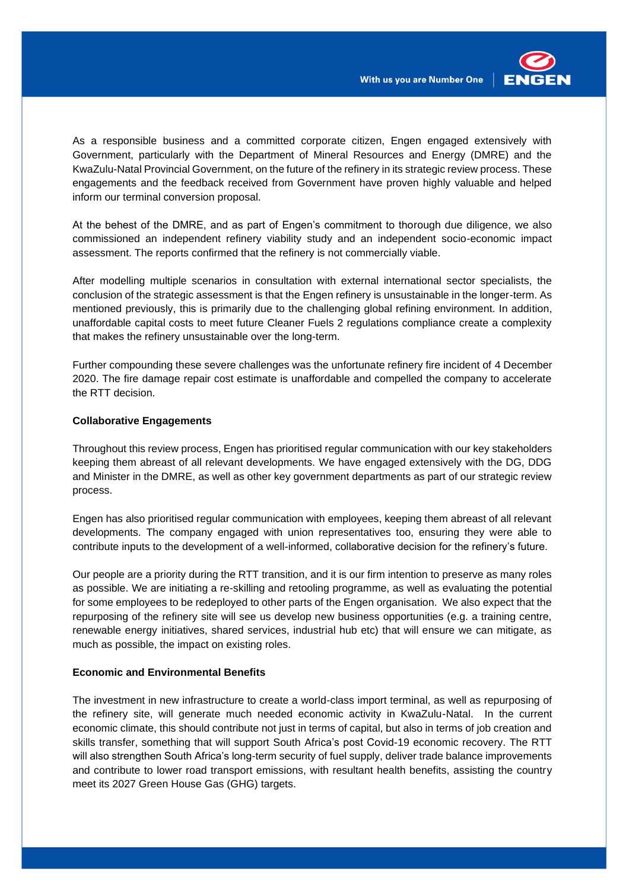As a responsible business and a committed corporate citizen, Engen engaged extensively with Government, particularly with the Department of Mineral Resources and Energy (DMRE) and the KwaZulu-Natal Provincial Government, on the future of the refinery in its strategic review process. These engagements and the feedback received from Government have proven highly valuable and helped inform our terminal conversion proposal.

At the behest of the DMRE, and as part of Engen's commitment to thorough due diligence, we also commissioned an independent refinery viability study and an independent socio-economic impact assessment. The reports confirmed that the refinery is not commercially viable.

After modelling multiple scenarios in consultation with external international sector specialists, the conclusion of the strategic assessment is that the Engen refinery is unsustainable in the longer-term. As mentioned previously, this is primarily due to the challenging global refining environment. In addition, unaffordable capital costs to meet future Cleaner Fuels 2 regulations compliance create a complexity that makes the refinery unsustainable over the long-term.

Further compounding these severe challenges was the unfortunate refinery fire incident of 4 December 2020. The fire damage repair cost estimate is unaffordable and compelled the company to accelerate the RTT decision.

**Collaborative Engagements**

Throughout this review process, Engen has prioritised regular communication with our key stakeholders keeping them abreast of all relevant developments. We have engaged extensively with the DG, DDG and Minister in the DMRE, as well as other key government departments as part of our strategic review process.

Engen has also prioritised regular communication with employees, keeping them abreast of all relevant developments. The company engaged with union representatives too, ensuring they were able to contribute inputs to the development of a well-informed, collaborative decision for the refinery's future.

Our people are a priority during the RTT transition, and it is our firm intention to preserve as many roles as possible. We are initiating a re-skilling and retooling programme, as well as evaluating the potential for some employees to be redeployed to other parts of the Engen organisation. We also expect that the repurposing of the refinery site will see us develop new business opportunities (e.g. a training centre, renewable energy initiatives, shared services, industrial hub etc) that will ensure we can mitigate, as much as possible, the impact on existing roles.

**Economic and Environmental Benefits**

The investment in new infrastructure to create a world-class import terminal, as well as repurposing of the refinery site, will generate much needed economic activity in KwaZulu-Natal. In the current economic climate, this should contribute not just in terms of capital, but also in terms of job creation and skills transfer, something that will support South Africa's post Covid-19 economic recovery. The RTT will also strengthen South Africa's long-term security of fuel supply, deliver trade balance improvements and contribute to lower road transport emissions, with resultant health benefits, assisting the country meet its 2027 Green House Gas (GHG) targets.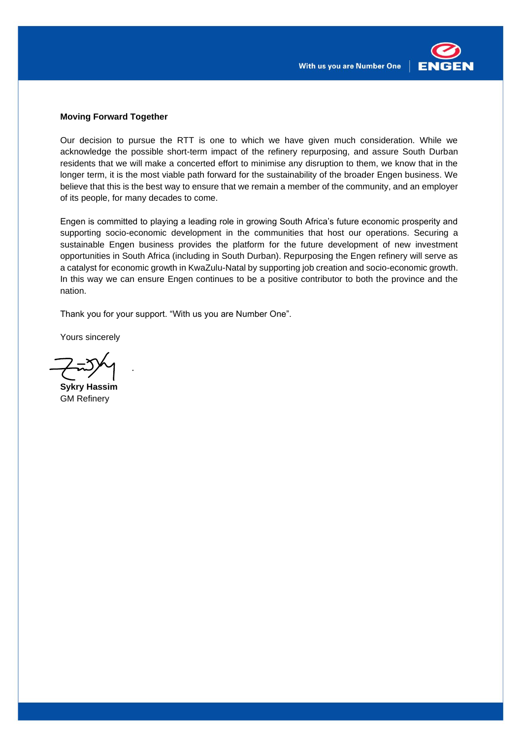**Moving Forward Together**

Our decision to pursue the RTT is one to which we have given much consideration. While we acknowledge the possible short-term impact of the refinery repurposing, and assure South Durban residents that we will make a concerted effort to minimise any disruption to them, we know that in the longer term, it is the most viable path forward for the sustainability of the broader Engen business. We believe that this is the best way to ensure that we remain a member of the community, and an employer of its people, for many decades to come.

Engen is committed to playing a leading role in growing South Africa's future economic prosperity and supporting socio-economic development in the communities that host our operations. Securing a sustainable Engen business provides the platform for the future development of new investment opportunities in South Africa (including in South Durban). Repurposing the Engen refinery will serve as a catalyst for economic growth in KwaZulu-Natal by supporting job creation and socio-economic growth. In this way we can ensure Engen continues to be a positive contributor to both the province and the nation.

Thank you for your support. "With us you are Number One".

Yours sincerely

**Sykry Hassim**
GM Refinery